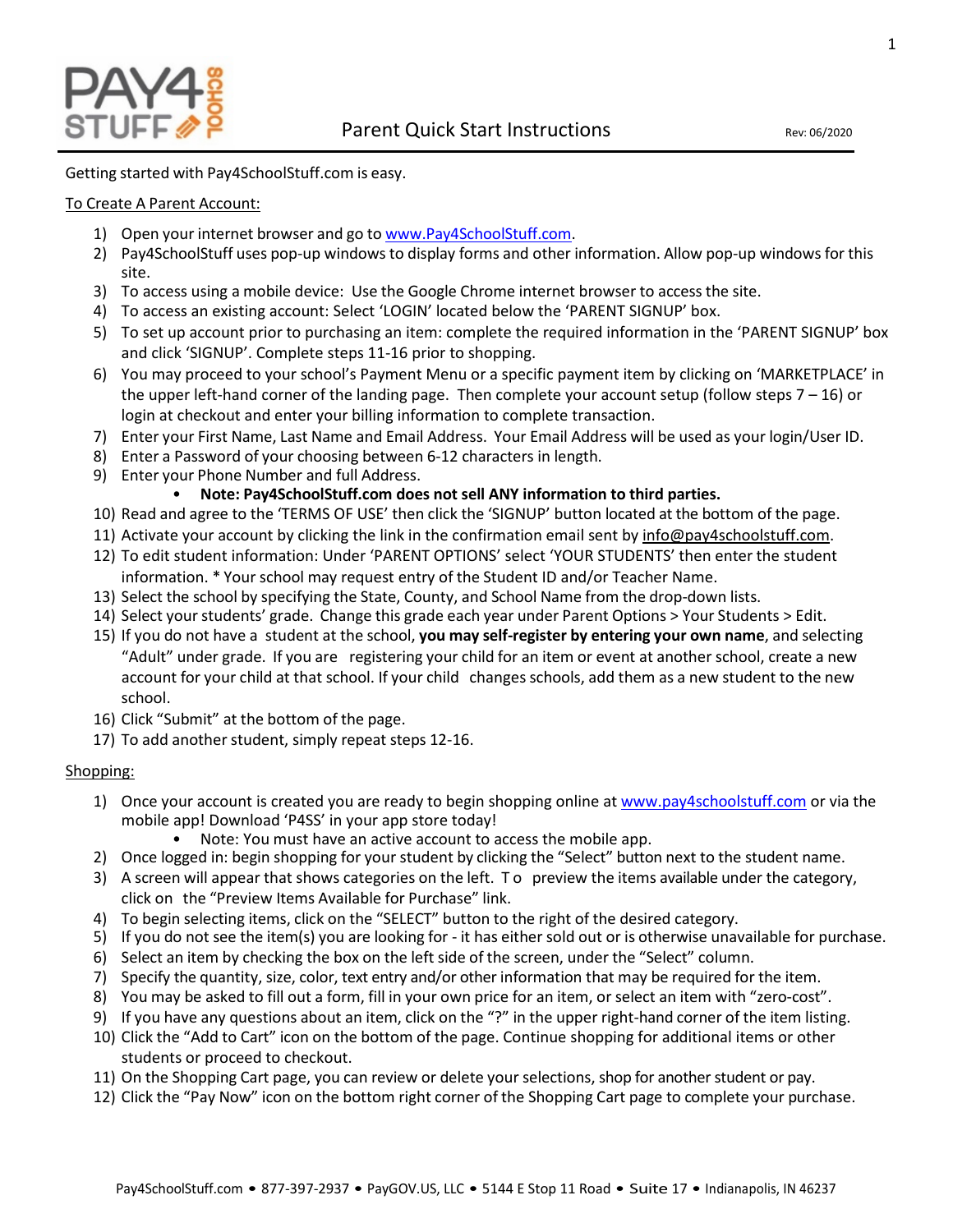# Parent Quick Start Instructions

Rev: 06/2020

Getting started with Pay4SchoolStuff.com is easy.

<u>To Create A Parent Account:</u>

1) Open your internet browser and go to www.Pay4SchoolStuff.com.
2) Pay4SchoolStuff uses pop-up windows to display forms and other information. Allow pop-up windows for this site.
3) To access using a mobile device: Use the Google Chrome internet browser to access the site.
4) To access an existing account: Select 'LOGIN' located below the 'PARENT SIGNUP' box.
5) To set up account prior to purchasing an item: complete the required information in the 'PARENT SIGNUP' box and click 'SIGNUP'. Complete steps 11-16 prior to shopping.
6) You may proceed to your school's Payment Menu or a specific payment item by clicking on 'MARKETPLACE' in the upper left-hand corner of the landing page. Then complete your account setup (follow steps 7 – 16) or login at checkout and enter your billing information to complete transaction.
7) Enter your First Name, Last Name and Email Address. Your Email Address will be used as your login/User ID.
8) Enter a Password of your choosing between 6-12 characters in length.
9) Enter your Phone Number and full Address.
   - **Note: Pay4SchoolStuff.com does not sell ANY information to third parties.**
10) Read and agree to the 'TERMS OF USE' then click the 'SIGNUP' button located at the bottom of the page.
11) Activate your account by clicking the link in the confirmation email sent by info@pay4schoolstuff.com.
12) To edit student information: Under 'PARENT OPTIONS' select 'YOUR STUDENTS' then enter the student information. * Your school may request entry of the Student ID and/or Teacher Name.
13) Select the school by specifying the State, County, and School Name from the drop-down lists.
14) Select your students' grade. Change this grade each year under Parent Options > Your Students > Edit.
15) If you do not have a student at the school, **you may self-register by entering your own name**, and selecting "Adult" under grade. If you are registering your child for an item or event at another school, create a new account for your child at that school. If your child changes schools, add them as a new student to the new school.
16) Click "Submit" at the bottom of the page.
17) To add another student, simply repeat steps 12-16.

<u>Shopping:</u>

1) Once your account is created you are ready to begin shopping online at www.pay4schoolstuff.com or via the mobile app! Download 'P4SS' in your app store today!
   - Note: You must have an active account to access the mobile app.
2) Once logged in: begin shopping for your student by clicking the "Select" button next to the student name.
3) A screen will appear that shows categories on the left. To preview the items available under the category, click on the "Preview Items Available for Purchase" link.
4) To begin selecting items, click on the "SELECT" button to the right of the desired category.
5) If you do not see the item(s) you are looking for - it has either sold out or is otherwise unavailable for purchase.
6) Select an item by checking the box on the left side of the screen, under the "Select" column.
7) Specify the quantity, size, color, text entry and/or other information that may be required for the item.
8) You may be asked to fill out a form, fill in your own price for an item, or select an item with "zero-cost".
9) If you have any questions about an item, click on the "?" in the upper right-hand corner of the item listing.
10) Click the "Add to Cart" icon on the bottom of the page. Continue shopping for additional items or other students or proceed to checkout.
11) On the Shopping Cart page, you can review or delete your selections, shop for another student or pay.
12) Click the "Pay Now" icon on the bottom right corner of the Shopping Cart page to complete your purchase.

Pay4SchoolStuff.com • 877-397-2937 • PayGOV.US, LLC • 5144 E Stop 11 Road • Suite 17 • Indianapolis, IN 46237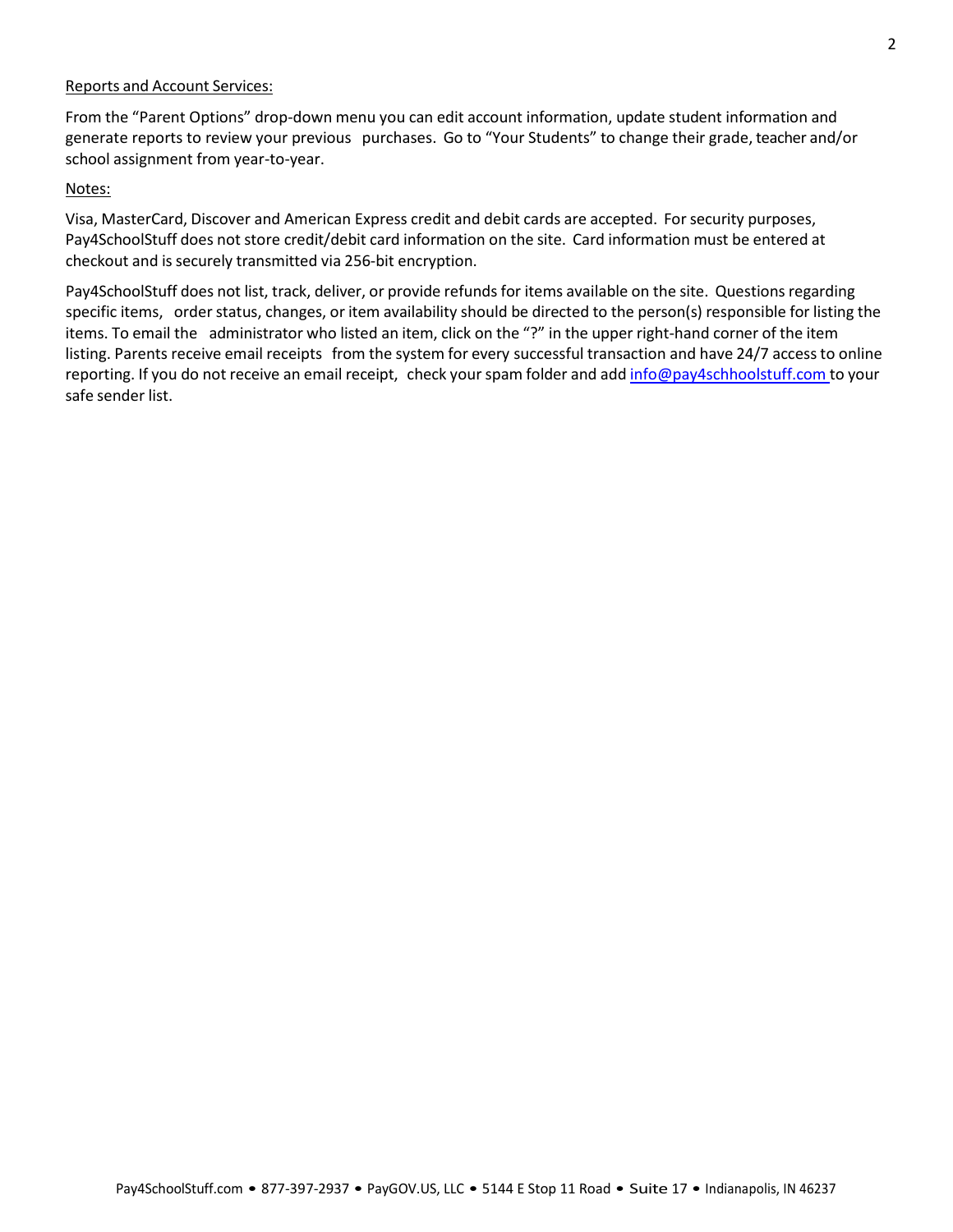<u>Reports and Account Services:</u>

From the "Parent Options" drop-down menu you can edit account information, update student information and generate reports to review your previous purchases. Go to "Your Students" to change their grade, teacher and/or school assignment from year-to-year.

<u>Notes:</u>

Visa, MasterCard, Discover and American Express credit and debit cards are accepted. For security purposes, Pay4SchoolStuff does not store credit/debit card information on the site. Card information must be entered at checkout and is securely transmitted via 256-bit encryption.

Pay4SchoolStuff does not list, track, deliver, or provide refunds for items available on the site. Questions regarding specific items, order status, changes, or item availability should be directed to the person(s) responsible for listing the items. To email the administrator who listed an item, click on the "?" in the upper right-hand corner of the item listing. Parents receive email receipts from the system for every successful transaction and have 24/7 access to online reporting. If you do not receive an email receipt, check your spam folder and add info@pay4schhoolstuff.com to your safe sender list.

Pay4SchoolStuff.com • 877-397-2937 • PayGOV.US, LLC • 5144 E Stop 11 Road • Suite 17 • Indianapolis, IN 46237